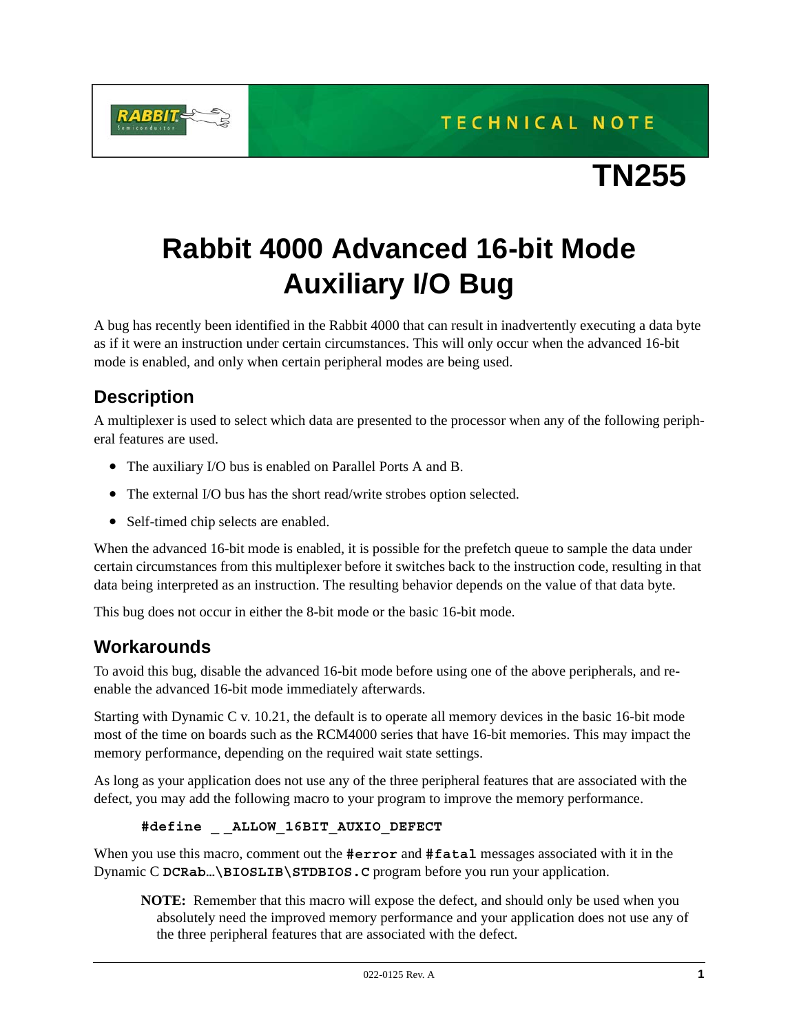TECHNICAL NOTE

TN255

# Rabbit 4000 Advanced 16-bit Mode Auxiliary I/O Bug

A bug has recently been identified in the Rabbit 4000 that can result in inadvertently executing a data byte as if it were an instruction under certain circumstances. This will only occur when the advanced 16-bit mode is enabled, and only when certain peripheral modes are being used.

## Description

A multiplexer is used to select which data are presented to the processor when any of the following peripheral features are used.

- The auxiliary I/O bus is enabled on Parallel Ports A and B.
- The external I/O bus has the short read/write strobes option selected.
- Self-timed chip selects are enabled.

When the advanced 16-bit mode is enabled, it is possible for the prefetch queue to sample the data under certain circumstances from this multiplexer before it switches back to the instruction code, resulting in that data being interpreted as an instruction. The resulting behavior depends on the value of that data byte.

This bug does not occur in either the 8-bit mode or the basic 16-bit mode.

## Workarounds

To avoid this bug, disable the advanced 16-bit mode before using one of the above peripherals, and re-enable the advanced 16-bit mode immediately afterwards.

Starting with Dynamic C v. 10.21, the default is to operate all memory devices in the basic 16-bit mode most of the time on boards such as the RCM4000 series that have 16-bit memories. This may impact the memory performance, depending on the required wait state settings.

As long as your application does not use any of the three peripheral features that are associated with the defect, you may add the following macro to your program to improve the memory performance.

```
#define __ALLOW_16BIT_AUXIO_DEFECT
```

When you use this macro, comment out the **#error** and **#fatal** messages associated with it in the Dynamic C **DCRab...\BIOSLIB\STDBIOS.C** program before you run your application.

**NOTE:** Remember that this macro will expose the defect, and should only be used when you absolutely need the improved memory performance and your application does not use any of the three peripheral features that are associated with the defect.

022-0125 Rev. A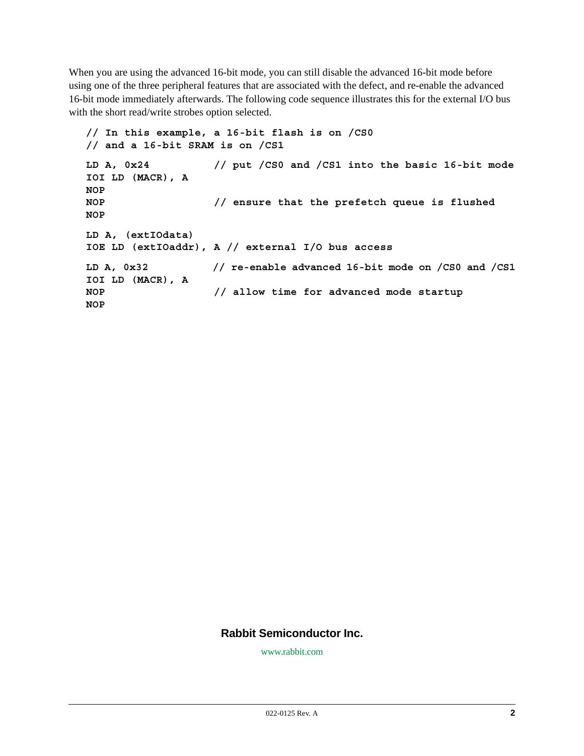When you are using the advanced 16-bit mode, you can still disable the advanced 16-bit mode before using one of the three peripheral features that are associated with the defect, and re-enable the advanced 16-bit mode immediately afterwards. The following code sequence illustrates this for the external I/O bus with the short read/write strobes option selected.

```
// In this example, a 16-bit flash is on /CS0
// and a 16-bit SRAM is on /CS1

LD A, 0x24           // put /CS0 and /CS1 into the basic 16-bit mode
IOI LD (MACR), A
NOP
NOP                  // ensure that the prefetch queue is flushed
NOP

LD A, (extIOdata)
IOE LD (extIOaddr), A // external I/O bus access

LD A, 0x32           // re-enable advanced 16-bit mode on /CS0 and /CS1
IOI LD (MACR), A
NOP                  // allow time for advanced mode startup
NOP
```

**Rabbit Semiconductor Inc.**

www.rabbit.com

022-0125 Rev. A